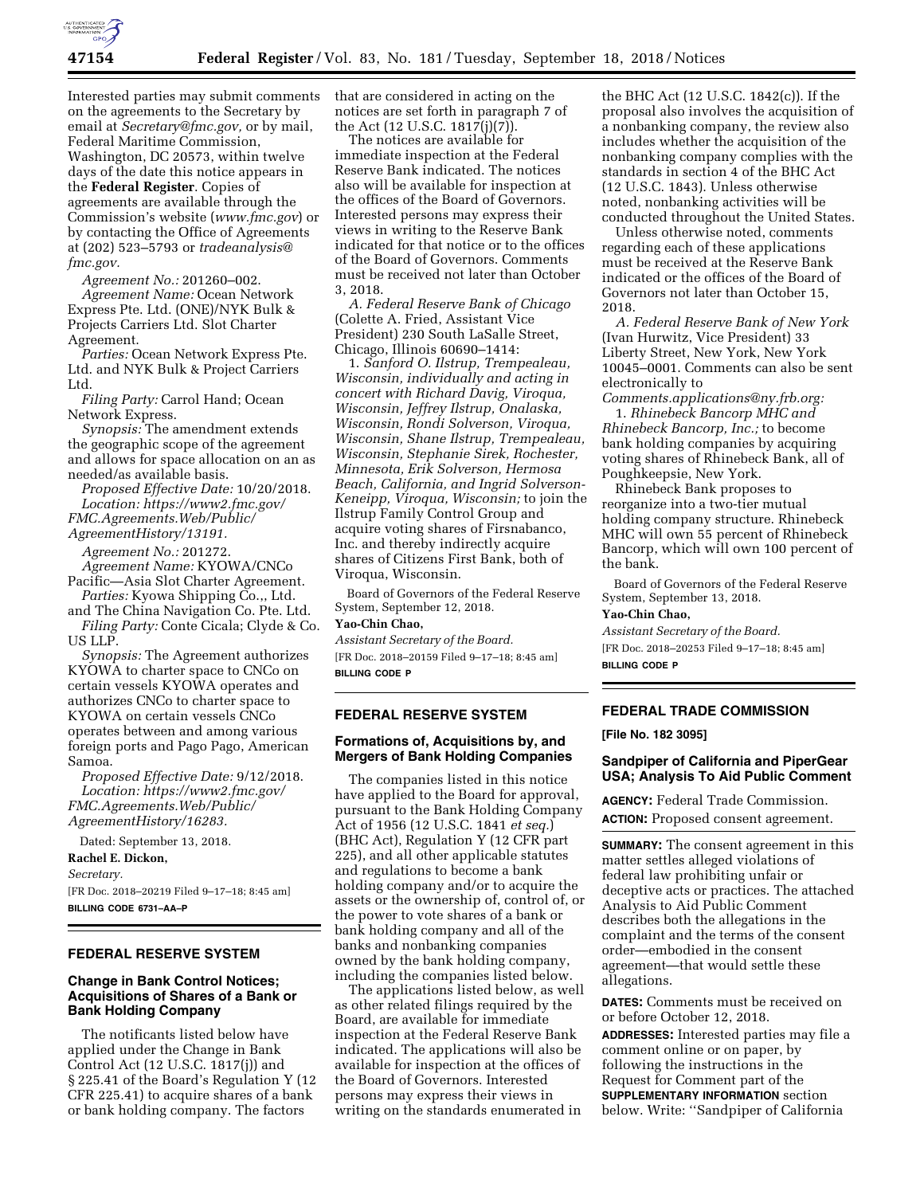Interested parties may submit comments on the agreements to the Secretary by email at *Secretary@fmc.gov,* or by mail, Federal Maritime Commission, Washington, DC 20573, within twelve days of the date this notice appears in the **Federal Register**. Copies of agreements are available through the Commission's website (*www.fmc.gov*) or by contacting the Office of Agreements at (202) 523–5793 or *tradeanalysis@fmc.gov.*

*Agreement No.:* 201260–002.

*Agreement Name:* Ocean Network Express Pte. Ltd. (ONE)/NYK Bulk & Projects Carriers Ltd. Slot Charter Agreement.

*Parties:* Ocean Network Express Pte. Ltd. and NYK Bulk & Project Carriers Ltd.

*Filing Party:* Carrol Hand; Ocean Network Express.

*Synopsis:* The amendment extends the geographic scope of the agreement and allows for space allocation on an as needed/as available basis.

*Proposed Effective Date:* 10/20/2018.

*Location: https://www2.fmc.gov/FMC.Agreements.Web/Public/AgreementHistory/13191.*

*Agreement No.:* 201272.

*Agreement Name:* KYOWA/CNCo Pacific—Asia Slot Charter Agreement.

*Parties:* Kyowa Shipping Co.,, Ltd. and The China Navigation Co. Pte. Ltd.

*Filing Party:* Conte Cicala; Clyde & Co. US LLP.

*Synopsis:* The Agreement authorizes KYOWA to charter space to CNCo on certain vessels KYOWA operates and authorizes CNCo to charter space to KYOWA on certain vessels CNCo operates between and among various foreign ports and Pago Pago, American Samoa.

*Proposed Effective Date:* 9/12/2018.

*Location: https://www2.fmc.gov/FMC.Agreements.Web/Public/AgreementHistory/16283.*

Dated: September 13, 2018.

**Rachel E. Dickon,**

*Secretary.*

[FR Doc. 2018–20219 Filed 9–17–18; 8:45 am]

**BILLING CODE 6731–AA–P**

## FEDERAL RESERVE SYSTEM

### Change in Bank Control Notices; Acquisitions of Shares of a Bank or Bank Holding Company

The notificants listed below have applied under the Change in Bank Control Act (12 U.S.C. 1817(j)) and § 225.41 of the Board's Regulation Y (12 CFR 225.41) to acquire shares of a bank or bank holding company. The factors that are considered in acting on the notices are set forth in paragraph 7 of the Act (12 U.S.C. 1817(j)(7)).

The notices are available for immediate inspection at the Federal Reserve Bank indicated. The notices also will be available for inspection at the offices of the Board of Governors. Interested persons may express their views in writing to the Reserve Bank indicated for that notice or to the offices of the Board of Governors. Comments must be received not later than October 3, 2018.

*A. Federal Reserve Bank of Chicago* (Colette A. Fried, Assistant Vice President) 230 South LaSalle Street, Chicago, Illinois 60690–1414:

1. *Sanford O. Ilstrup, Trempealeau, Wisconsin, individually and acting in concert with Richard Davig, Viroqua, Wisconsin, Jeffrey Ilstrup, Onalaska, Wisconsin, Rondi Solverson, Viroqua, Wisconsin, Shane Ilstrup, Trempealeau, Wisconsin, Stephanie Sirek, Rochester, Minnesota, Erik Solverson, Hermosa Beach, California, and Ingrid Solverson-Keneipp, Viroqua, Wisconsin;* to join the Ilstrup Family Control Group and acquire voting shares of Firsnabanco, Inc. and thereby indirectly acquire shares of Citizens First Bank, both of Viroqua, Wisconsin.

Board of Governors of the Federal Reserve System, September 12, 2018.

**Yao-Chin Chao,**

*Assistant Secretary of the Board.*

[FR Doc. 2018–20159 Filed 9–17–18; 8:45 am]

**BILLING CODE P**

## FEDERAL RESERVE SYSTEM

### Formations of, Acquisitions by, and Mergers of Bank Holding Companies

The companies listed in this notice have applied to the Board for approval, pursuant to the Bank Holding Company Act of 1956 (12 U.S.C. 1841 *et seq.*) (BHC Act), Regulation Y (12 CFR part 225), and all other applicable statutes and regulations to become a bank holding company and/or to acquire the assets or the ownership of, control of, or the power to vote shares of a bank or bank holding company and all of the banks and nonbanking companies owned by the bank holding company, including the companies listed below.

The applications listed below, as well as other related filings required by the Board, are available for immediate inspection at the Federal Reserve Bank indicated. The applications will also be available for inspection at the offices of the Board of Governors. Interested persons may express their views in writing on the standards enumerated in the BHC Act (12 U.S.C. 1842(c)). If the proposal also involves the acquisition of a nonbanking company, the review also includes whether the acquisition of the nonbanking company complies with the standards in section 4 of the BHC Act (12 U.S.C. 1843). Unless otherwise noted, nonbanking activities will be conducted throughout the United States.

Unless otherwise noted, comments regarding each of these applications must be received at the Reserve Bank indicated or the offices of the Board of Governors not later than October 15, 2018.

*A. Federal Reserve Bank of New York* (Ivan Hurwitz, Vice President) 33 Liberty Street, New York, New York 10045–0001. Comments can also be sent electronically to *Comments.applications@ny.frb.org:*

1. *Rhinebeck Bancorp MHC and Rhinebeck Bancorp, Inc.;* to become bank holding companies by acquiring voting shares of Rhinebeck Bank, all of Poughkeepsie, New York.

Rhinebeck Bank proposes to reorganize into a two-tier mutual holding company structure. Rhinebeck MHC will own 55 percent of Rhinebeck Bancorp, which will own 100 percent of the bank.

Board of Governors of the Federal Reserve System, September 13, 2018.

**Yao-Chin Chao,**

*Assistant Secretary of the Board.*

[FR Doc. 2018–20253 Filed 9–17–18; 8:45 am]

**BILLING CODE P**

## FEDERAL TRADE COMMISSION

**[File No. 182 3095]**

### Sandpiper of California and PiperGear USA; Analysis To Aid Public Comment

**AGENCY:** Federal Trade Commission.

**ACTION:** Proposed consent agreement.

**SUMMARY:** The consent agreement in this matter settles alleged violations of federal law prohibiting unfair or deceptive acts or practices. The attached Analysis to Aid Public Comment describes both the allegations in the complaint and the terms of the consent order—embodied in the consent agreement—that would settle these allegations.

**DATES:** Comments must be received on or before October 12, 2018.

**ADDRESSES:** Interested parties may file a comment online or on paper, by following the instructions in the Request for Comment part of the **SUPPLEMENTARY INFORMATION** section below. Write: ''Sandpiper of California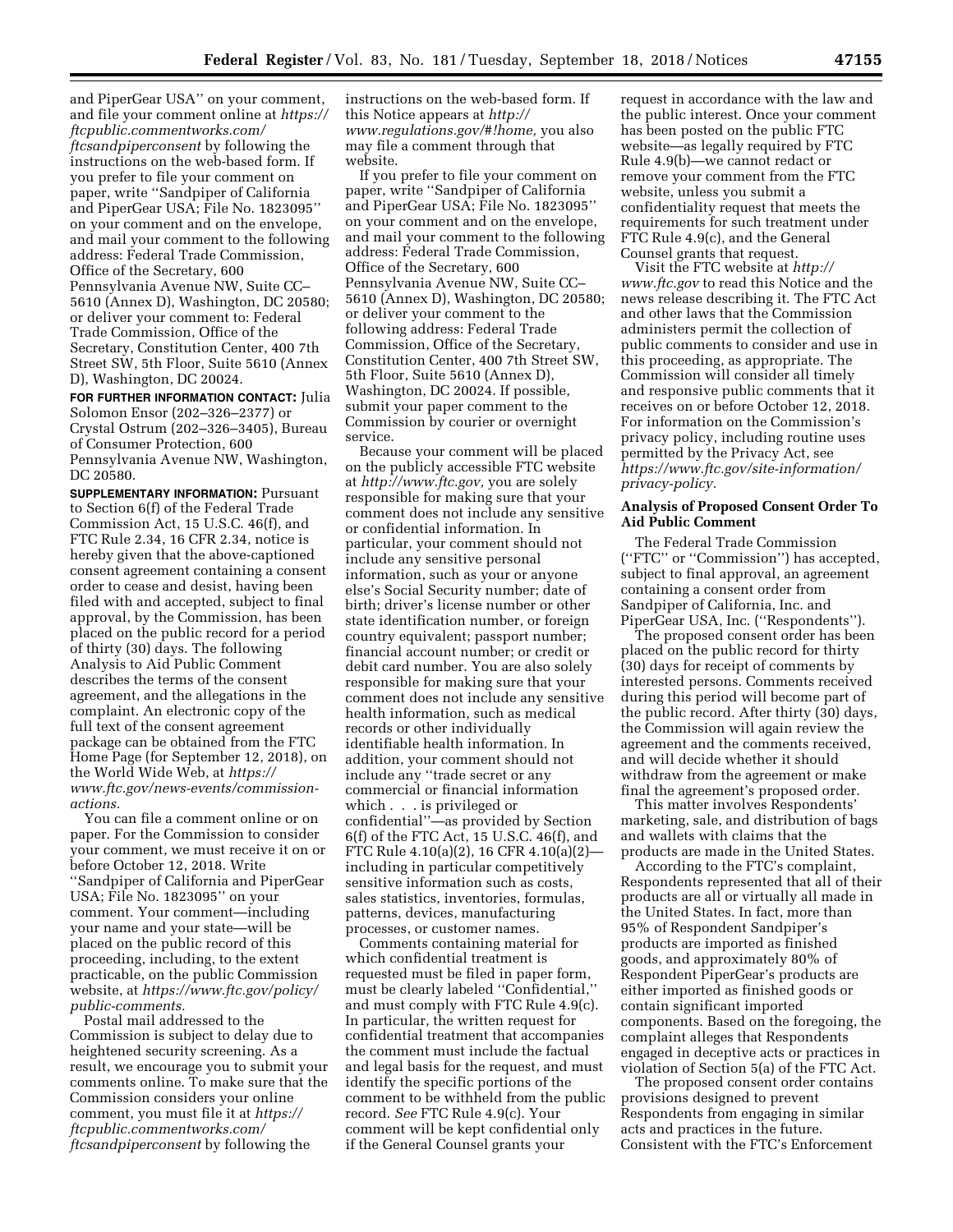and PiperGear USA'' on your comment, and file your comment online at *https://ftcpublic.commentworks.com/ftcsandpiperconsent* by following the instructions on the web-based form. If you prefer to file your comment on paper, write ''Sandpiper of California and PiperGear USA; File No. 1823095'' on your comment and on the envelope, and mail your comment to the following address: Federal Trade Commission, Office of the Secretary, 600 Pennsylvania Avenue NW, Suite CC–5610 (Annex D), Washington, DC 20580; or deliver your comment to: Federal Trade Commission, Office of the Secretary, Constitution Center, 400 7th Street SW, 5th Floor, Suite 5610 (Annex D), Washington, DC 20024.

**FOR FURTHER INFORMATION CONTACT:** Julia Solomon Ensor (202–326–2377) or Crystal Ostrum (202–326–3405), Bureau of Consumer Protection, 600 Pennsylvania Avenue NW, Washington, DC 20580.

**SUPPLEMENTARY INFORMATION:** Pursuant to Section 6(f) of the Federal Trade Commission Act, 15 U.S.C. 46(f), and FTC Rule 2.34, 16 CFR 2.34, notice is hereby given that the above-captioned consent agreement containing a consent order to cease and desist, having been filed with and accepted, subject to final approval, by the Commission, has been placed on the public record for a period of thirty (30) days. The following Analysis to Aid Public Comment describes the terms of the consent agreement, and the allegations in the complaint. An electronic copy of the full text of the consent agreement package can be obtained from the FTC Home Page (for September 12, 2018), on the World Wide Web, at *https://www.ftc.gov/news-events/commission-actions.*

You can file a comment online or on paper. For the Commission to consider your comment, we must receive it on or before October 12, 2018. Write ''Sandpiper of California and PiperGear USA; File No. 1823095'' on your comment. Your comment—including your name and your state—will be placed on the public record of this proceeding, including, to the extent practicable, on the public Commission website, at *https://www.ftc.gov/policy/public-comments.*

Postal mail addressed to the Commission is subject to delay due to heightened security screening. As a result, we encourage you to submit your comments online. To make sure that the Commission considers your online comment, you must file it at *https://ftcpublic.commentworks.com/ftcsandpiperconsent* by following the instructions on the web-based form. If this Notice appears at *http://www.regulations.gov/#!home,* you also may file a comment through that website.

If you prefer to file your comment on paper, write ''Sandpiper of California and PiperGear USA; File No. 1823095'' on your comment and on the envelope, and mail your comment to the following address: Federal Trade Commission, Office of the Secretary, 600 Pennsylvania Avenue NW, Suite CC–5610 (Annex D), Washington, DC 20580; or deliver your comment to the following address: Federal Trade Commission, Office of the Secretary, Constitution Center, 400 7th Street SW, 5th Floor, Suite 5610 (Annex D), Washington, DC 20024. If possible, submit your paper comment to the Commission by courier or overnight service.

Because your comment will be placed on the publicly accessible FTC website at *http://www.ftc.gov,* you are solely responsible for making sure that your comment does not include any sensitive or confidential information. In particular, your comment should not include any sensitive personal information, such as your or anyone else's Social Security number; date of birth; driver's license number or other state identification number, or foreign country equivalent; passport number; financial account number; or credit or debit card number. You are also solely responsible for making sure that your comment does not include any sensitive health information, such as medical records or other individually identifiable health information. In addition, your comment should not include any ''trade secret or any commercial or financial information which . . . is privileged or confidential''—as provided by Section 6(f) of the FTC Act, 15 U.S.C. 46(f), and FTC Rule 4.10(a)(2), 16 CFR 4.10(a)(2)—including in particular competitively sensitive information such as costs, sales statistics, inventories, formulas, patterns, devices, manufacturing processes, or customer names.

Comments containing material for which confidential treatment is requested must be filed in paper form, must be clearly labeled ''Confidential,'' and must comply with FTC Rule 4.9(c). In particular, the written request for confidential treatment that accompanies the comment must include the factual and legal basis for the request, and must identify the specific portions of the comment to be withheld from the public record. *See* FTC Rule 4.9(c). Your comment will be kept confidential only if the General Counsel grants your request in accordance with the law and the public interest. Once your comment has been posted on the public FTC website—as legally required by FTC Rule 4.9(b)—we cannot redact or remove your comment from the FTC website, unless you submit a confidentiality request that meets the requirements for such treatment under FTC Rule 4.9(c), and the General Counsel grants that request.

Visit the FTC website at *http://www.ftc.gov* to read this Notice and the news release describing it. The FTC Act and other laws that the Commission administers permit the collection of public comments to consider and use in this proceeding, as appropriate. The Commission will consider all timely and responsive public comments that it receives on or before October 12, 2018. For information on the Commission's privacy policy, including routine uses permitted by the Privacy Act, see *https://www.ftc.gov/site-information/privacy-policy.*

## Analysis of Proposed Consent Order To Aid Public Comment

The Federal Trade Commission (''FTC'' or ''Commission'') has accepted, subject to final approval, an agreement containing a consent order from Sandpiper of California, Inc. and PiperGear USA, Inc. (''Respondents'').

The proposed consent order has been placed on the public record for thirty (30) days for receipt of comments by interested persons. Comments received during this period will become part of the public record. After thirty (30) days, the Commission will again review the agreement and the comments received, and will decide whether it should withdraw from the agreement or make final the agreement's proposed order.

This matter involves Respondents' marketing, sale, and distribution of bags and wallets with claims that the products are made in the United States.

According to the FTC's complaint, Respondents represented that all of their products are all or virtually all made in the United States. In fact, more than 95% of Respondent Sandpiper's products are imported as finished goods, and approximately 80% of Respondent PiperGear's products are either imported as finished goods or contain significant imported components. Based on the foregoing, the complaint alleges that Respondents engaged in deceptive acts or practices in violation of Section 5(a) of the FTC Act.

The proposed consent order contains provisions designed to prevent Respondents from engaging in similar acts and practices in the future. Consistent with the FTC's Enforcement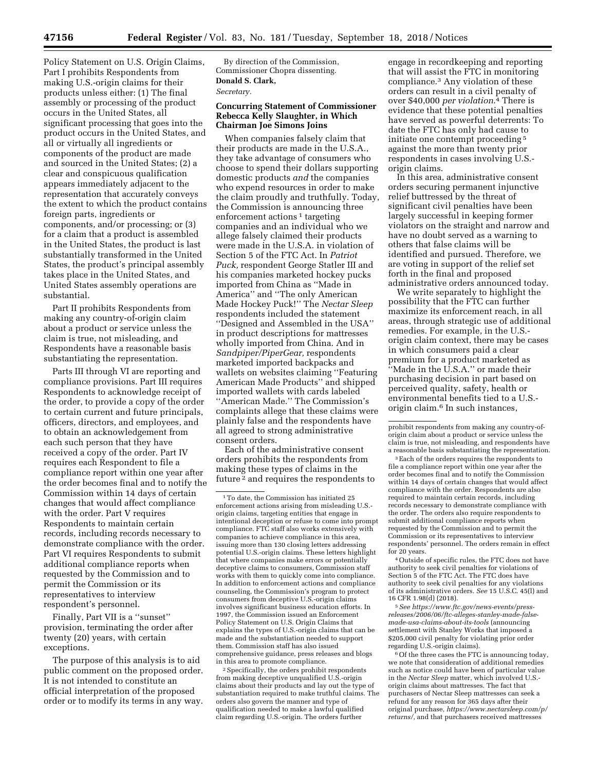Policy Statement on U.S. Origin Claims, Part I prohibits Respondents from making U.S.-origin claims for their products unless either: (1) The final assembly or processing of the product occurs in the United States, all significant processing that goes into the product occurs in the United States, and all or virtually all ingredients or components of the product are made and sourced in the United States; (2) a clear and conspicuous qualification appears immediately adjacent to the representation that accurately conveys the extent to which the product contains foreign parts, ingredients or components, and/or processing; or (3) for a claim that a product is assembled in the United States, the product is last substantially transformed in the United States, the product's principal assembly takes place in the United States, and United States assembly operations are substantial.

Part II prohibits Respondents from making any country-of-origin claim about a product or service unless the claim is true, not misleading, and Respondents have a reasonable basis substantiating the representation.

Parts III through VI are reporting and compliance provisions. Part III requires Respondents to acknowledge receipt of the order, to provide a copy of the order to certain current and future principals, officers, directors, and employees, and to obtain an acknowledgement from each such person that they have received a copy of the order. Part IV requires each Respondent to file a compliance report within one year after the order becomes final and to notify the Commission within 14 days of certain changes that would affect compliance with the order. Part V requires Respondents to maintain certain records, including records necessary to demonstrate compliance with the order. Part VI requires Respondents to submit additional compliance reports when requested by the Commission and to permit the Commission or its representatives to interview respondent's personnel.

Finally, Part VII is a ''sunset'' provision, terminating the order after twenty (20) years, with certain exceptions.

The purpose of this analysis is to aid public comment on the proposed order. It is not intended to constitute an official interpretation of the proposed order or to modify its terms in any way.

By direction of the Commission, Commissioner Chopra dissenting.

**Donald S. Clark,**

*Secretary.*

## Concurring Statement of Commissioner Rebecca Kelly Slaughter, in Which Chairman Joe Simons Joins

When companies falsely claim that their products are made in the U.S.A., they take advantage of consumers who choose to spend their dollars supporting domestic products *and* the companies who expend resources in order to make the claim proudly and truthfully. Today, the Commission is announcing three enforcement actions [1] targeting companies and an individual who we allege falsely claimed their products were made in the U.S.A. in violation of Section 5 of the FTC Act. In *Patriot Puck,* respondent George Statler III and his companies marketed hockey pucks imported from China as ''Made in America'' and ''The only American Made Hockey Puck!'' The *Nectar Sleep* respondents included the statement ''Designed and Assembled in the USA'' in product descriptions for mattresses wholly imported from China. And in *Sandpiper/PiperGear,* respondents marketed imported backpacks and wallets on websites claiming ''Featuring American Made Products'' and shipped imported wallets with cards labeled ''American Made.'' The Commission's complaints allege that these claims were plainly false and the respondents have all agreed to strong administrative consent orders.

Each of the administrative consent orders prohibits the respondents from making these types of claims in the future [2] and requires the respondents to engage in recordkeeping and reporting that will assist the FTC in monitoring compliance.[3] Any violation of these orders can result in a civil penalty of over $40,000 *per violation.*[4] There is evidence that these potential penalties have served as powerful deterrents: To date the FTC has only had cause to initiate one contempt proceeding [5] against the more than twenty prior respondents in cases involving U.S.-origin claims.

In this area, administrative consent orders securing permanent injunctive relief buttressed by the threat of significant civil penalties have been largely successful in keeping former violators on the straight and narrow and have no doubt served as a warning to others that false claims will be identified and pursued. Therefore, we are voting in support of the relief set forth in the final and proposed administrative orders announced today.

We write separately to highlight the possibility that the FTC can further maximize its enforcement reach, in all areas, through strategic use of additional remedies. For example, in the U.S.-origin claim context, there may be cases in which consumers paid a clear premium for a product marketed as ''Made in the U.S.A.'' or made their purchasing decision in part based on perceived quality, safety, health or environmental benefits tied to a U.S.-origin claim.[6] In such instances,

---

[1] To date, the Commission has initiated 25 enforcement actions arising from misleading U.S.-origin claims, targeting entities that engage in intentional deception or refuse to come into prompt compliance. FTC staff also works extensively with companies to achieve compliance in this area, issuing more than 130 closing letters addressing potential U.S.-origin claims. These letters highlight that where companies make errors or potentially deceptive claims to consumers, Commission staff works with them to quickly come into compliance. In addition to enforcement actions and compliance counseling, the Commission's program to protect consumers from deceptive U.S.-origin claims involves significant business education efforts. In 1997, the Commission issued an Enforcement Policy Statement on U.S. Origin Claims that explains the types of U.S.-origin claims that can be made and the substantiation needed to support them. Commission staff has also issued comprehensive guidance, press releases and blogs in this area to promote compliance.

[2] Specifically, the orders prohibit respondents from making deceptive unqualified U.S.-origin claims about their products and lay out the type of substantiation required to make truthful claims. The orders also govern the manner and type of qualification needed to make a lawful qualified claim regarding U.S.-origin. The orders further prohibit respondents from making any country-of-origin claim about a product or service unless the claim is true, not misleading, and respondents have a reasonable basis substantiating the representation.

[3] Each of the orders requires the respondents to file a compliance report within one year after the order becomes final and to notify the Commission within 14 days of certain changes that would affect compliance with the order. Respondents are also required to maintain certain records, including records necessary to demonstrate compliance with the order. The orders also require respondents to submit additional compliance reports when requested by the Commission and to permit the Commission or its representatives to interview respondents' personnel. The orders remain in effect for 20 years.

[4] Outside of specific rules, the FTC does not have authority to seek civil penalties for violations of Section 5 of the FTC Act. The FTC does have authority to seek civil penalties for any violations of its administrative orders. *See* 15 U.S.C. 45(l) and 16 CFR 1.98(d) (2018).

[5] *See https://www.ftc.gov/news-events/press-releases/2006/06/ftc-alleges-stanley-made-false-made-usa-claims-about-its-tools* (announcing settlement with Stanley Works that imposed a $205,000 civil penalty for violating prior order regarding U.S.-origin claims).

[6] Of the three cases the FTC is announcing today, we note that consideration of additional remedies such as notice could have been of particular value in the *Nectar Sleep* matter, which involved U.S.-origin claims about mattresses. The fact that purchasers of Nectar Sleep mattresses can seek a refund for any reason for 365 days after their original purchase, *https://www.nectarsleep.com/p/returns/,* and that purchasers received mattresses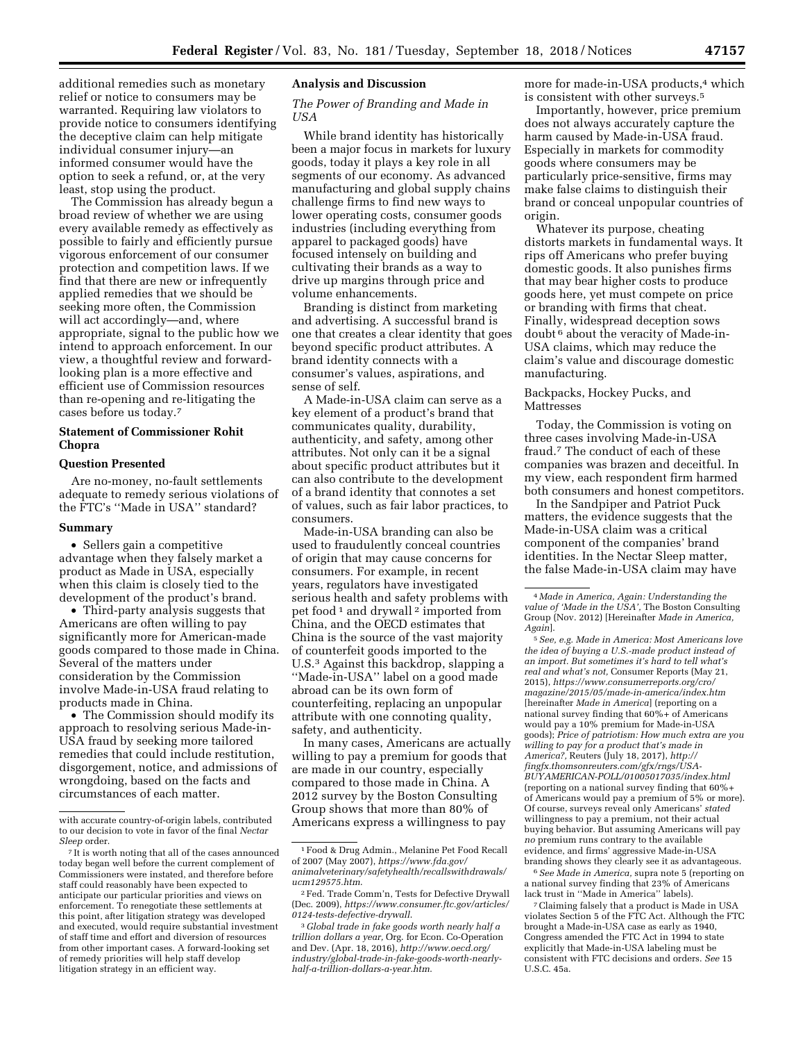additional remedies such as monetary relief or notice to consumers may be warranted. Requiring law violators to provide notice to consumers identifying the deceptive claim can help mitigate individual consumer injury—an informed consumer would have the option to seek a refund, or, at the very least, stop using the product.

The Commission has already begun a broad review of whether we are using every available remedy as effectively as possible to fairly and efficiently pursue vigorous enforcement of our consumer protection and competition laws. If we find that there are new or infrequently applied remedies that we should be seeking more often, the Commission will act accordingly—and, where appropriate, signal to the public how we intend to approach enforcement. In our view, a thoughtful review and forward-looking plan is a more effective and efficient use of Commission resources than re-opening and re-litigating the cases before us today.[7]

## Statement of Commissioner Rohit Chopra

### Question Presented

Are no-money, no-fault settlements adequate to remedy serious violations of the FTC's "Made in USA" standard?

### Summary

- Sellers gain a competitive advantage when they falsely market a product as Made in USA, especially when this claim is closely tied to the development of the product's brand.
- Third-party analysis suggests that Americans are often willing to pay significantly more for American-made goods compared to those made in China. Several of the matters under consideration by the Commission involve Made-in-USA fraud relating to products made in China.
- The Commission should modify its approach to resolving serious Made-in-USA fraud by seeking more tailored remedies that could include restitution, disgorgement, notice, and admissions of wrongdoing, based on the facts and circumstances of each matter.

### Analysis and Discussion

*The Power of Branding and Made in USA*

While brand identity has historically been a major focus in markets for luxury goods, today it plays a key role in all segments of our economy. As advanced manufacturing and global supply chains challenge firms to find new ways to lower operating costs, consumer goods industries (including everything from apparel to packaged goods) have focused intensely on building and cultivating their brands as a way to drive up margins through price and volume enhancements.

Branding is distinct from marketing and advertising. A successful brand is one that creates a clear identity that goes beyond specific product attributes. A brand identity connects with a consumer's values, aspirations, and sense of self.

A Made-in-USA claim can serve as a key element of a product's brand that communicates quality, durability, authenticity, and safety, among other attributes. Not only can it be a signal about specific product attributes but it can also contribute to the development of a brand identity that connotes a set of values, such as fair labor practices, to consumers.

Made-in-USA branding can also be used to fraudulently conceal countries of origin that may cause concerns for consumers. For example, in recent years, regulators have investigated serious health and safety problems with pet food[1] and drywall[2] imported from China, and the OECD estimates that China is the source of the vast majority of counterfeit goods imported to the U.S.[3] Against this backdrop, slapping a "Made-in-USA" label on a good made abroad can be its own form of counterfeiting, replacing an unpopular attribute with one connoting quality, safety, and authenticity.

In many cases, Americans are actually willing to pay a premium for goods that are made in our country, especially compared to those made in China. A 2012 survey by the Boston Consulting Group shows that more than 80% of Americans express a willingness to pay more for made-in-USA products,[4] which is consistent with other surveys.[5]

Importantly, however, price premium does not always accurately capture the harm caused by Made-in-USA fraud. Especially in markets for commodity goods where consumers may be particularly price-sensitive, firms may make false claims to distinguish their brand or conceal unpopular countries of origin.

Whatever its purpose, cheating distorts markets in fundamental ways. It rips off Americans who prefer buying domestic goods. It also punishes firms that may bear higher costs to produce goods here, yet must compete on price or branding with firms that cheat. Finally, widespread deception sows doubt[6] about the veracity of Made-in-USA claims, which may reduce the claim's value and discourage domestic manufacturing.

*Backpacks, Hockey Pucks, and Mattresses*

Today, the Commission is voting on three cases involving Made-in-USA fraud.[7] The conduct of each of these companies was brazen and deceitful. In my view, each respondent firm harmed both consumers and honest competitors.

In the Sandpiper and Patriot Puck matters, the evidence suggests that the Made-in-USA claim was a critical component of the companies' brand identities. In the Nectar Sleep matter, the false Made-in-USA claim may have

---

with accurate country-of-origin labels, contributed to our decision to vote in favor of the final *Nectar Sleep* order.

[7] It is worth noting that all of the cases announced today began well before the current complement of Commissioners were instated, and therefore before staff could reasonably have been expected to anticipate our particular priorities and views on enforcement. To renegotiate these settlements at this point, after litigation strategy was developed and executed, would require substantial investment of staff time and effort and diversion of resources from other important cases. A forward-looking set of remedy priorities will help staff develop litigation strategy in an efficient way.

[1] Food & Drug Admin., Melanine Pet Food Recall of 2007 (May 2007), *https://www.fda.gov/animalveterinary/safetyhealth/recallswithdrawals/ucm129575.htm*.

[2] Fed. Trade Comm'n, Tests for Defective Drywall (Dec. 2009), *https://www.consumer.ftc.gov/articles/0124-tests-defective-drywall*.

[3] *Global trade in fake goods worth nearly half a trillion dollars a year,* Org. for Econ. Co-Operation and Dev. (Apr. 18, 2016), *http://www.oecd.org/industry/global-trade-in-fake-goods-worth-nearly-half-a-trillion-dollars-a-year.htm*.

[4] *Made in America, Again: Understanding the value of 'Made in the USA',* The Boston Consulting Group (Nov. 2012) [Hereinafter *Made in America, Again*].

[5] *See, e.g. Made in America: Most Americans love the idea of buying a U.S.-made product instead of an import. But sometimes it's hard to tell what's real and what's not,* Consumer Reports (May 21, 2015), *https://www.consumerreports.org/cro/magazine/2015/05/made-in-america/index.htm* [hereinafter *Made in America*] (reporting on a national survey finding that 60%+ of Americans would pay a 10% premium for Made-in-USA goods); *Price of patriotism: How much extra are you willing to pay for a product that's made in America?,* Reuters (July 18, 2017), *http://fingfx.thomsonreuters.com/gfx/rngs/USA-BUYAMERICAN-POLL/01005017035/index.html* (reporting on a national survey finding that 60%+ of Americans would pay a premium of 5% or more). Of course, surveys reveal only Americans' *stated* willingness to pay a premium, not their actual buying behavior. But assuming Americans will pay *no* premium runs contrary to the available evidence, and firms' aggressive Made-in-USA branding shows they clearly see it as advantageous.

[6] *See Made in America,* supra note 5 (reporting on a national survey finding that 23% of Americans lack trust in "Made in America" labels).

[7] Claiming falsely that a product is Made in USA violates Section 5 of the FTC Act. Although the FTC brought a Made-in-USA case as early as 1940, Congress amended the FTC Act in 1994 to state explicitly that Made-in-USA labeling must be consistent with FTC decisions and orders. *See* 15 U.S.C. 45a.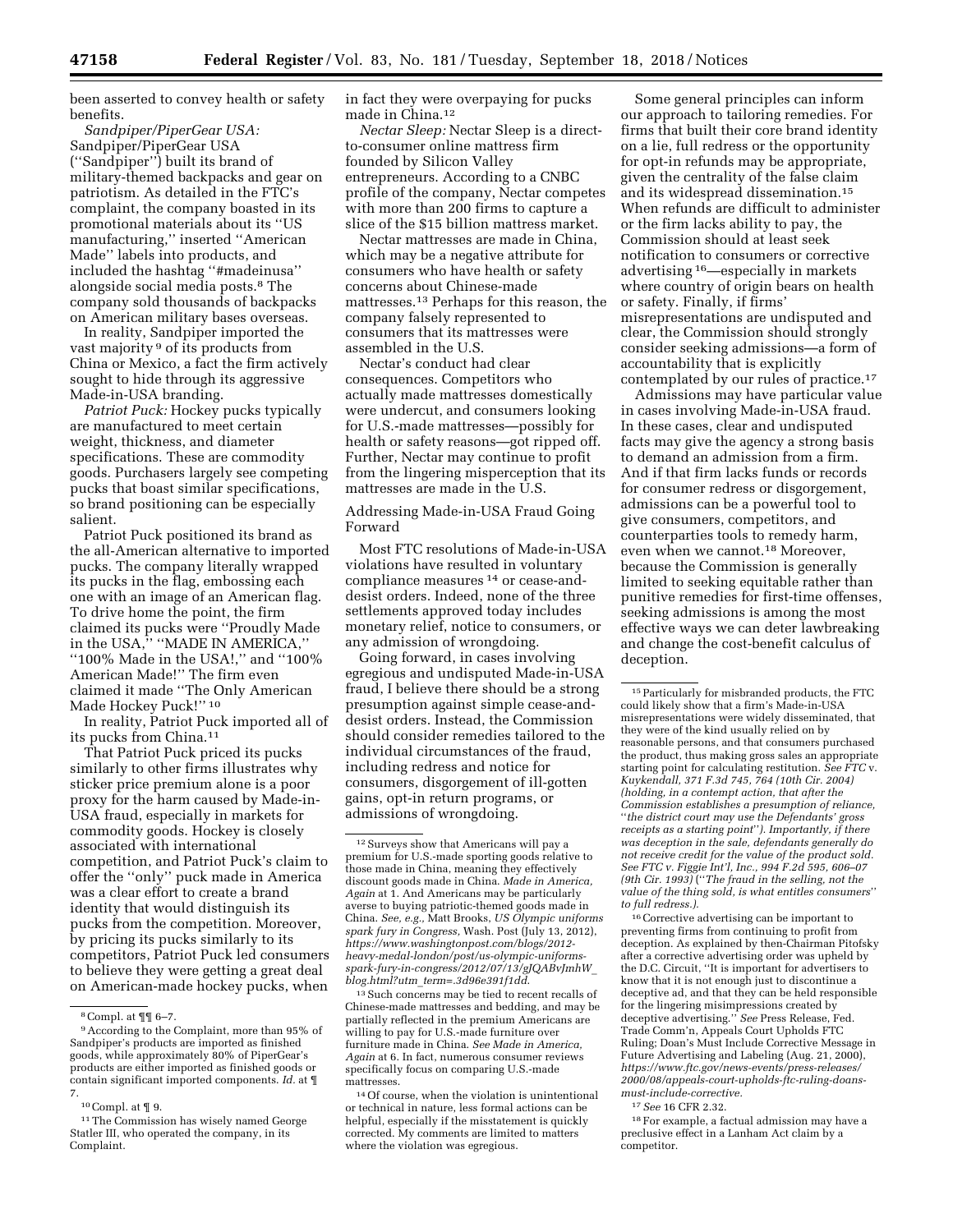been asserted to convey health or safety benefits.

*Sandpiper/PiperGear USA:* Sandpiper/PiperGear USA (''Sandpiper'') built its brand of military-themed backpacks and gear on patriotism. As detailed in the FTC's complaint, the company boasted in its promotional materials about its ''US manufacturing,'' inserted ''American Made'' labels into products, and included the hashtag ''#madeinusa'' alongside social media posts.[8] The company sold thousands of backpacks on American military bases overseas.

In reality, Sandpiper imported the vast majority[9] of its products from China or Mexico, a fact the firm actively sought to hide through its aggressive Made-in-USA branding.

*Patriot Puck:* Hockey pucks typically are manufactured to meet certain weight, thickness, and diameter specifications. These are commodity goods. Purchasers largely see competing pucks that boast similar specifications, so brand positioning can be especially salient.

Patriot Puck positioned its brand as the all-American alternative to imported pucks. The company literally wrapped its pucks in the flag, embossing each one with an image of an American flag. To drive home the point, the firm claimed its pucks were ''Proudly Made in the USA,'' ''MADE IN AMERICA,'' ''100% Made in the USA!,'' and ''100% American Made!'' The firm even claimed it made ''The Only American Made Hockey Puck!''[10]

In reality, Patriot Puck imported all of its pucks from China.[11]

That Patriot Puck priced its pucks similarly to other firms illustrates why sticker price premium alone is a poor proxy for the harm caused by Made-in-USA fraud, especially in markets for commodity goods. Hockey is closely associated with international competition, and Patriot Puck's claim to offer the ''only'' puck made in America was a clear effort to create a brand identity that would distinguish its pucks from the competition. Moreover, by pricing its pucks similarly to its competitors, Patriot Puck led consumers to believe they were getting a great deal on American-made hockey pucks, when in fact they were overpaying for pucks made in China.[12]

*Nectar Sleep:* Nectar Sleep is a direct-to-consumer online mattress firm founded by Silicon Valley entrepreneurs. According to a CNBC profile of the company, Nectar competes with more than 200 firms to capture a slice of the $15 billion mattress market.

Nectar mattresses are made in China, which may be a negative attribute for consumers who have health or safety concerns about Chinese-made mattresses.[13] Perhaps for this reason, the company falsely represented to consumers that its mattresses were assembled in the U.S.

Nectar's conduct had clear consequences. Competitors who actually made mattresses domestically were undercut, and consumers looking for U.S.-made mattresses—possibly for health or safety reasons—got ripped off. Further, Nectar may continue to profit from the lingering misperception that its mattresses are made in the U.S.

## Addressing Made-in-USA Fraud Going Forward

Most FTC resolutions of Made-in-USA violations have resulted in voluntary compliance measures[14] or cease-and-desist orders. Indeed, none of the three settlements approved today includes monetary relief, notice to consumers, or any admission of wrongdoing.

Going forward, in cases involving egregious and undisputed Made-in-USA fraud, I believe there should be a strong presumption against simple cease-and-desist orders. Instead, the Commission should consider remedies tailored to the individual circumstances of the fraud, including redress and notice for consumers, disgorgement of ill-gotten gains, opt-in return programs, or admissions of wrongdoing.

Some general principles can inform our approach to tailoring remedies. For firms that built their core brand identity on a lie, full redress or the opportunity for opt-in refunds may be appropriate, given the centrality of the false claim and its widespread dissemination.[15] When refunds are difficult to administer or the firm lacks ability to pay, the Commission should at least seek notification to consumers or corrective advertising[16]—especially in markets where country of origin bears on health or safety. Finally, if firms' misrepresentations are undisputed and clear, the Commission should strongly consider seeking admissions—a form of accountability that is explicitly contemplated by our rules of practice.[17]

Admissions may have particular value in cases involving Made-in-USA fraud. In these cases, clear and undisputed facts may give the agency a strong basis to demand an admission from a firm. And if that firm lacks funds or records for consumer redress or disgorgement, admissions can be a powerful tool to give consumers, competitors, and counterparties tools to remedy harm, even when we cannot.[18] Moreover, because the Commission is generally limited to seeking equitable rather than punitive remedies for first-time offenses, seeking admissions is among the most effective ways we can deter lawbreaking and change the cost-benefit calculus of deception.

---

[8] Compl. at ¶¶ 6–7.

[9] According to the Complaint, more than 95% of Sandpiper's products are imported as finished goods, while approximately 80% of PiperGear's products are either imported as finished goods or contain significant imported components. *Id.* at ¶ 7.

[10] Compl. at ¶ 9.

[11] The Commission has wisely named George Statler III, who operated the company, in its Complaint.

[12] Surveys show that Americans will pay a premium for U.S.-made sporting goods relative to those made in China, meaning they effectively discount goods made in China. *Made in America, Again* at 1. And Americans may be particularly averse to buying patriotic-themed goods made in China. *See, e.g.,* Matt Brooks, *US Olympic uniforms spark fury in Congress,* Wash. Post (July 13, 2012), *https://www.washingtonpost.com/blogs/2012-heavy-medal-london/post/us-olympic-uniforms-spark-fury-in-congress/2012/07/13/gJQABvJmhW_blog.html?utm_term=.3d96e391f1dd.*

[13] Such concerns may be tied to recent recalls of Chinese-made mattresses and bedding, and may be partially reflected in the premium Americans are willing to pay for U.S.-made furniture over furniture made in China. *See Made in America, Again* at 6. In fact, numerous consumer reviews specifically focus on comparing U.S.-made mattresses.

[14] Of course, when the violation is unintentional or technical in nature, less formal actions can be helpful, especially if the misstatement is quickly corrected. My comments are limited to matters where the violation was egregious.

[15] Particularly for misbranded products, the FTC could likely show that a firm's Made-in-USA misrepresentations were widely disseminated, that they were of the kind usually relied on by reasonable persons, and that consumers purchased the product, thus making gross sales an appropriate starting point for calculating restitution. *See FTC* v. *Kuykendall, 371 F.3d 745, 764 (10th Cir. 2004) (holding, in a contempt action, that after the Commission establishes a presumption of reliance, ''the district court may use the Defendants' gross receipts as a starting point''). Importantly, if there was deception in the sale, defendants generally do not receive credit for the value of the product sold. See FTC v. Figgie Int'l, Inc., 994 F.2d 595, 606–07 (9th Cir. 1993)* (''*The fraud in the selling, not the value of the thing sold, is what entitles consumers*'' *to full redress.).*

[16] Corrective advertising can be important to preventing firms from continuing to profit from deception. As explained by then-Chairman Pitofsky after a corrective advertising order was upheld by the D.C. Circuit, ''It is important for advertisers to know that it is not enough just to discontinue a deceptive ad, and that they can be held responsible for the lingering misimpressions created by deceptive advertising.'' *See* Press Release, Fed. Trade Comm'n, Appeals Court Upholds FTC Ruling; Doan's Must Include Corrective Message in Future Advertising and Labeling (Aug. 21, 2000), *https://www.ftc.gov/news-events/press-releases/2000/08/appeals-court-upholds-ftc-ruling-doans-must-include-corrective.*

[17] *See* 16 CFR 2.32.

[18] For example, a factual admission may have a preclusive effect in a Lanham Act claim by a competitor.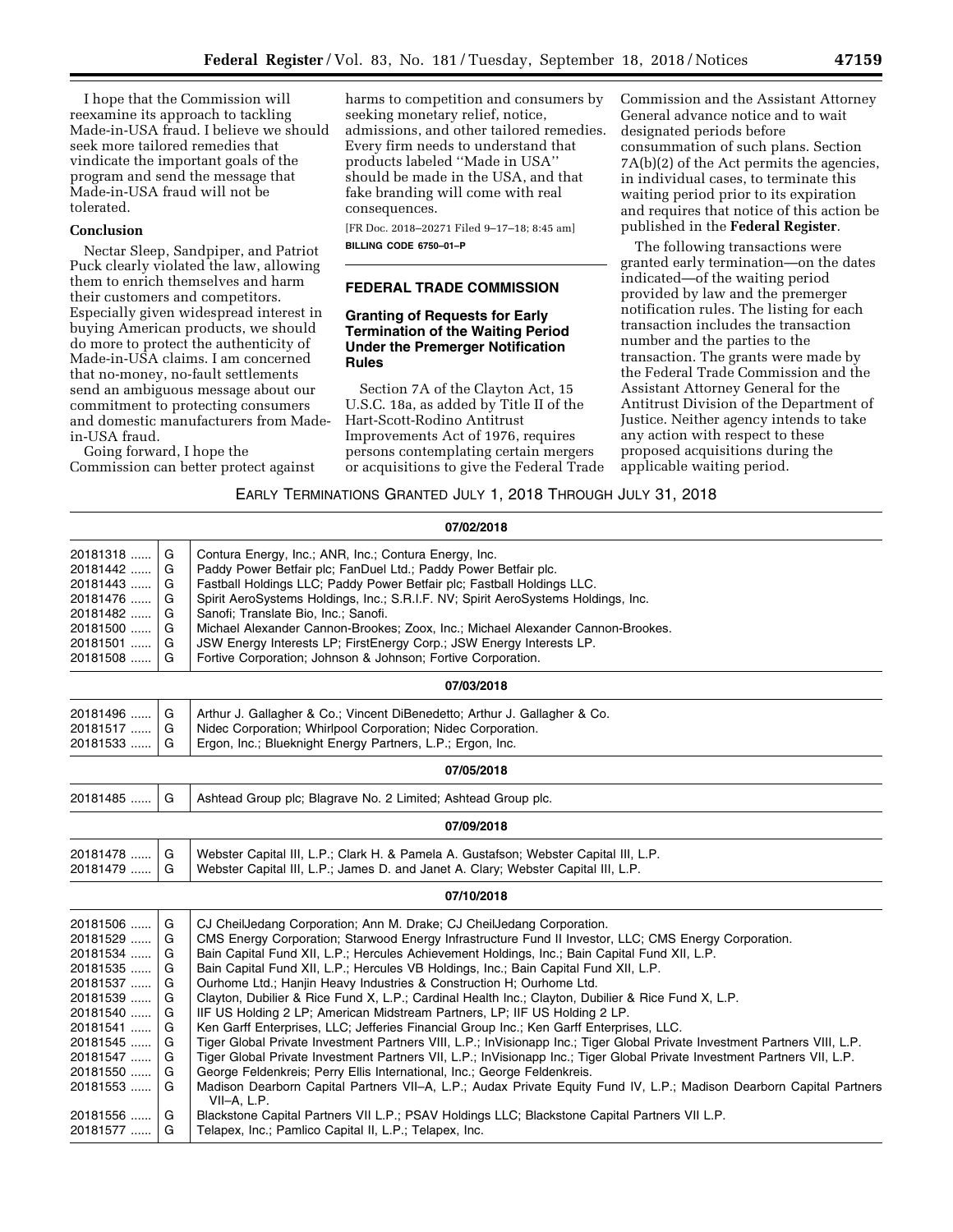I hope that the Commission will reexamine its approach to tackling Made-in-USA fraud. I believe we should seek more tailored remedies that vindicate the important goals of the program and send the message that Made-in-USA fraud will not be tolerated.

**Conclusion**

Nectar Sleep, Sandpiper, and Patriot Puck clearly violated the law, allowing them to enrich themselves and harm their customers and competitors. Especially given widespread interest in buying American products, we should do more to protect the authenticity of Made-in-USA claims. I am concerned that no-money, no-fault settlements send an ambiguous message about our commitment to protecting consumers and domestic manufacturers from Made-in-USA fraud.

Going forward, I hope the Commission can better protect against harms to competition and consumers by seeking monetary relief, notice, admissions, and other tailored remedies. Every firm needs to understand that products labeled ''Made in USA'' should be made in the USA, and that fake branding will come with real consequences.

[FR Doc. 2018–20271 Filed 9–17–18; 8:45 am]

**BILLING CODE 6750–01–P**

## FEDERAL TRADE COMMISSION

### Granting of Requests for Early Termination of the Waiting Period Under the Premerger Notification Rules

Section 7A of the Clayton Act, 15 U.S.C. 18a, as added by Title II of the Hart-Scott-Rodino Antitrust Improvements Act of 1976, requires persons contemplating certain mergers or acquisitions to give the Federal Trade Commission and the Assistant Attorney General advance notice and to wait designated periods before consummation of such plans. Section 7A(b)(2) of the Act permits the agencies, in individual cases, to terminate this waiting period prior to its expiration and requires that notice of this action be published in the **Federal Register**.

The following transactions were granted early termination—on the dates indicated—of the waiting period provided by law and the premerger notification rules. The listing for each transaction includes the transaction number and the parties to the transaction. The grants were made by the Federal Trade Commission and the Assistant Attorney General for the Antitrust Division of the Department of Justice. Neither agency intends to take any action with respect to these proposed acquisitions during the applicable waiting period.

EARLY TERMINATIONS GRANTED JULY 1, 2018 THROUGH JULY 31, 2018

| | | |
|---|---|---|
| | | **07/02/2018** |
| 20181318 ...... | G | Contura Energy, Inc.; ANR, Inc.; Contura Energy, Inc. |
| 20181442 ...... | G | Paddy Power Betfair plc; FanDuel Ltd.; Paddy Power Betfair plc. |
| 20181443 ...... | G | Fastball Holdings LLC; Paddy Power Betfair plc; Fastball Holdings LLC. |
| 20181476 ...... | G | Spirit AeroSystems Holdings, Inc.; S.R.I.F. NV; Spirit AeroSystems Holdings, Inc. |
| 20181482 ...... | G | Sanofi; Translate Bio, Inc.; Sanofi. |
| 20181500 ...... | G | Michael Alexander Cannon-Brookes; Zoox, Inc.; Michael Alexander Cannon-Brookes. |
| 20181501 ...... | G | JSW Energy Interests LP; FirstEnergy Corp.; JSW Energy Interests LP. |
| 20181508 ...... | G | Fortive Corporation; Johnson & Johnson; Fortive Corporation. |
| | | **07/03/2018** |
| 20181496 ...... | G | Arthur J. Gallagher & Co.; Vincent DiBenedetto; Arthur J. Gallagher & Co. |
| 20181517 ...... | G | Nidec Corporation; Whirlpool Corporation; Nidec Corporation. |
| 20181533 ...... | G | Ergon, Inc.; Blueknight Energy Partners, L.P.; Ergon, Inc. |
| | | **07/05/2018** |
| 20181485 ...... | G | Ashtead Group plc; Blagrave No. 2 Limited; Ashtead Group plc. |
| | | **07/09/2018** |
| 20181478 ...... | G | Webster Capital III, L.P.; Clark H. & Pamela A. Gustafson; Webster Capital III, L.P. |
| 20181479 ...... | G | Webster Capital III, L.P.; James D. and Janet A. Clary; Webster Capital III, L.P. |
| | | **07/10/2018** |
| 20181506 ...... | G | CJ CheilJedang Corporation; Ann M. Drake; CJ CheilJedang Corporation. |
| 20181529 ...... | G | CMS Energy Corporation; Starwood Energy Infrastructure Fund II Investor, LLC; CMS Energy Corporation. |
| 20181534 ...... | G | Bain Capital Fund XII, L.P.; Hercules Achievement Holdings, Inc.; Bain Capital Fund XII, L.P. |
| 20181535 ...... | G | Bain Capital Fund XII, L.P.; Hercules VB Holdings, Inc.; Bain Capital Fund XII, L.P. |
| 20181537 ...... | G | Ourhome Ltd.; Hanjin Heavy Industries & Construction H; Ourhome Ltd. |
| 20181539 ...... | G | Clayton, Dubilier & Rice Fund X, L.P.; Cardinal Health Inc.; Clayton, Dubilier & Rice Fund X, L.P. |
| 20181540 ...... | G | IIF US Holding 2 LP; American Midstream Partners, LP; IIF US Holding 2 LP. |
| 20181541 ...... | G | Ken Garff Enterprises, LLC; Jefferies Financial Group Inc.; Ken Garff Enterprises, LLC. |
| 20181545 ...... | G | Tiger Global Private Investment Partners VIII, L.P.; InVisionapp Inc.; Tiger Global Private Investment Partners VIII, L.P. |
| 20181547 ...... | G | Tiger Global Private Investment Partners VII, L.P.; InVisionapp Inc.; Tiger Global Private Investment Partners VII, L.P. |
| 20181550 ...... | G | George Feldenkreis; Perry Ellis International, Inc.; George Feldenkreis. |
| 20181553 ...... | G | Madison Dearborn Capital Partners VII–A, L.P.; Audax Private Equity Fund IV, L.P.; Madison Dearborn Capital Partners VII–A, L.P. |
| 20181556 ...... | G | Blackstone Capital Partners VII L.P.; PSAV Holdings LLC; Blackstone Capital Partners VII L.P. |
| 20181577 ...... | G | Telapex, Inc.; Pamlico Capital II, L.P.; Telapex, Inc. |